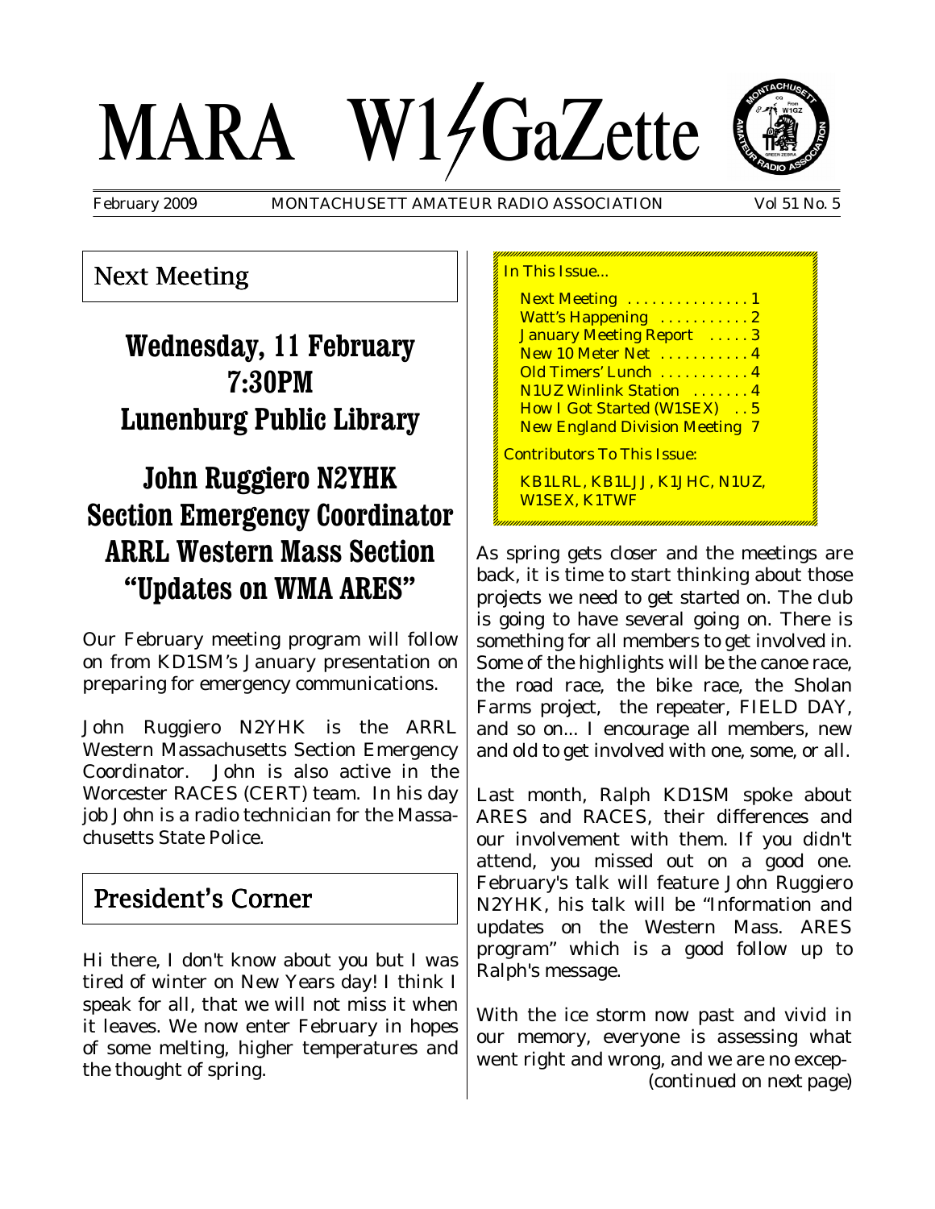# MARA W1GaZette

February 2009 MONTACHUSETT AMATEUR RADIO ASSOCIATION Vol 51 No. 5

## Next Meeting

**Wednesday, 11 February**
**7:30PM**
**Lunenburg Public Library**

**John Ruggiero N2YHK**
**Section Emergency Coordinator**
**ARRL Western Mass Section**
**"Updates on WMA ARES"**

Our February meeting program will follow on from KD1SM's January presentation on preparing for emergency communications.

John Ruggiero N2YHK is the ARRL Western Massachusetts Section Emergency Coordinator. John is also active in the Worcester RACES (CERT) team. In his day job John is a radio technician for the Massachusetts State Police.

## President's Corner

Hi there, I don't know about you but I was tired of winter on New Years day! I think I speak for all, that we will not miss it when it leaves. We now enter February in hopes of some melting, higher temperatures and the thought of spring.

As spring gets closer and the meetings are back, it is time to start thinking about those projects we need to get started on. The club is going to have several going on. There is something for all members to get involved in. Some of the highlights will be the canoe race, the road race, the bike race, the Sholan Farms project, the repeater, FIELD DAY, and so on... I encourage all members, new and old to get involved with one, some, or all.

Last month, Ralph KD1SM spoke about ARES and RACES, their differences and our involvement with them. If you didn't attend, you missed out on a good one. February's talk will feature John Ruggiero N2YHK, his talk will be "Information and updates on the Western Mass. ARES program" which is a good follow up to Ralph's message.

With the ice storm now past and vivid in our memory, everyone is assessing what went right and wrong, and we are no excep-

*(continued on next page)*

---

In This Issue...

- Next Meeting . . . . . . . . . . . . . . 1
- Watt's Happening . . . . . . . . . . 2
- January Meeting Report . . . . . 3
- New 10 Meter Net . . . . . . . . . . 4
- Old Timers' Lunch . . . . . . . . . . 4
- N1UZ Winlink Station . . . . . . . 4
- How I Got Started (W1SEX) . . 5
- New England Division Meeting 7

Contributors To This Issue:

KB1LRL, KB1LJJ, K1JHC, N1UZ, W1SEX, K1TWF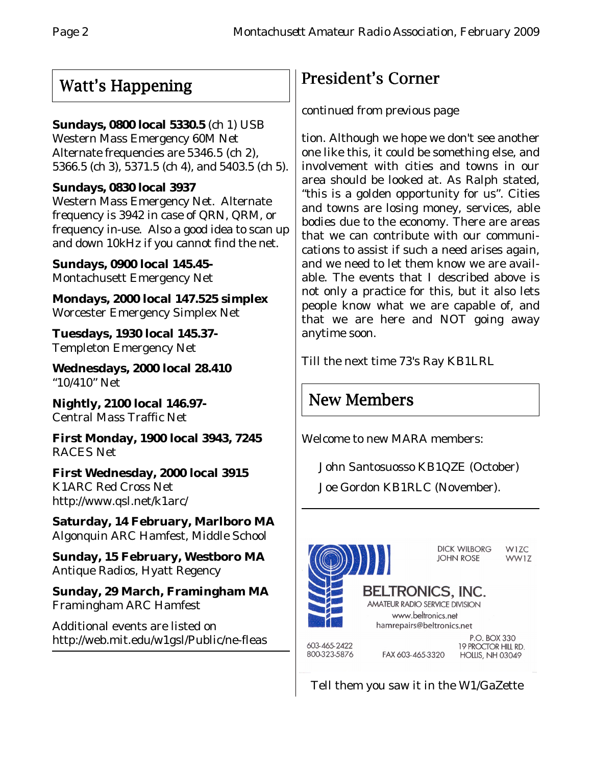## Watt's Happening

**Sundays, 0800 local 5330.5** (ch 1) USB
Western Mass Emergency 60M Net
Alternate frequencies are 5346.5 (ch 2), 5366.5 (ch 3), 5371.5 (ch 4), and 5403.5 (ch 5).

**Sundays, 0830 local 3937**
Western Mass Emergency Net. Alternate frequency is 3942 in case of QRN, QRM, or frequency in-use. Also a good idea to scan up and down 10kHz if you cannot find the net.

**Sundays, 0900 local 145.45-**
Montachusett Emergency Net

**Mondays, 2000 local 147.525 simplex**
Worcester Emergency Simplex Net

**Tuesdays, 1930 local 145.37-**
Templeton Emergency Net

**Wednesdays, 2000 local 28.410**
"10/410" Net

**Nightly, 2100 local 146.97-**
Central Mass Traffic Net

**First Monday, 1900 local 3943, 7245**
RACES Net

**First Wednesday, 2000 local 3915**
K1ARC Red Cross Net
http://www.qsl.net/k1arc/

**Saturday, 14 February, Marlboro MA**
Algonquin ARC Hamfest, Middle School

**Sunday, 15 February, Westboro MA**
Antique Radios, Hyatt Regency

**Sunday, 29 March, Framingham MA**
Framingham ARC Hamfest

Additional events are listed on
http://web.mit.edu/w1gsl/Public/ne-fleas

## President's Corner

*continued from previous page*

tion. Although we hope we don't see another one like this, it could be something else, and involvement with cities and towns in our area should be looked at. As Ralph stated, "this is a golden opportunity for us". Cities and towns are losing money, services, able bodies due to the economy. There are areas that we can contribute with our communications to assist if such a need arises again, and we need to let them know we are available. The events that I described above is not only a practice for this, but it also lets people know what we are capable of, and that we are here and NOT going away anytime soon.

Till the next time 73's Ray KB1LRL

## New Members

Welcome to new MARA members:

John Santosuosso KB1QZE (October)

Joe Gordon KB1RLC (November).

DICK WILBORG W1ZC
JOHN ROSE WW1Z

**BELTRONICS, INC.**
AMATEUR RADIO SERVICE DIVISION
www.beltronics.net
hamrepairs@beltronics.net

603-465-2422
800-323-5876
FAX 603-465-3320
P.O. BOX 330
19 PROCTOR HILL RD.
HOLLIS, NH 03049

Tell them you saw it in the W1/GaZette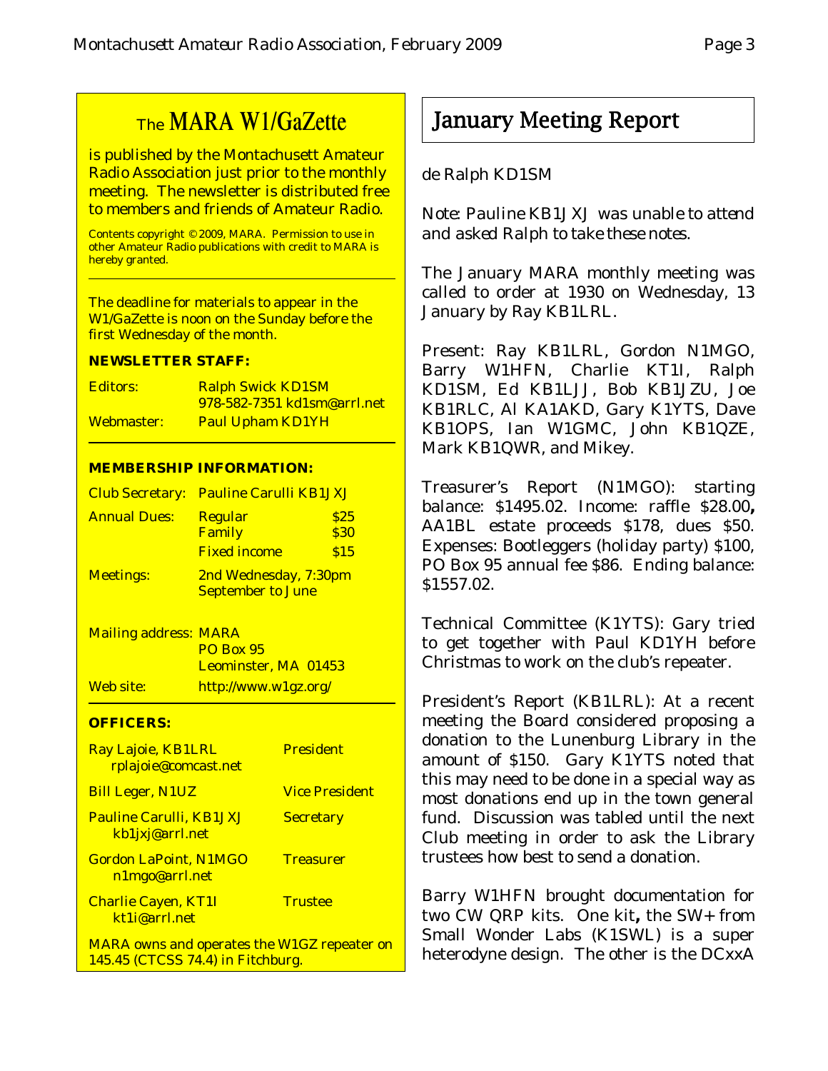## The MARA W1/GaZette

is published by the Montachusett Amateur Radio Association just prior to the monthly meeting. The newsletter is distributed free to members and friends of Amateur Radio.

Contents copyright © 2009, MARA. Permission to use in other Amateur Radio publications with credit to MARA is hereby granted.

The deadline for materials to appear in the W1/GaZette is noon on the Sunday before the first Wednesday of the month.

**NEWSLETTER STAFF:**

| | |
|---|---|
| Editors: | Ralph Swick KD1SM<br>978-582-7351 kd1sm@arrl.net |
| Webmaster: | Paul Upham KD1YH |

**MEMBERSHIP INFORMATION:**

| | | |
|---|---|---|
| Club Secretary: | Pauline Carulli KB1JXJ | |
| Annual Dues: | Regular | $25 |
| | Family | $30 |
| | Fixed income | $15 |
| Meetings: | 2nd Wednesday, 7:30pm<br>September to June | |
| Mailing address: | MARA<br>PO Box 95<br>Leominster, MA 01453 | |
| Web site: | http://www.w1gz.org/ | |

**OFFICERS:**

| | |
|---|---|
| Ray Lajoie, KB1LRL<br>rplajoie@comcast.net | President |
| Bill Leger, N1UZ | Vice President |
| Pauline Carulli, KB1JXJ<br>kb1jxj@arrl.net | Secretary |
| Gordon LaPoint, N1MGO<br>n1mgo@arrl.net | Treasurer |
| Charlie Cayen, KT1I<br>kt1i@arrl.net | Trustee |

MARA owns and operates the W1GZ repeater on 145.45 (CTCSS 74.4) in Fitchburg.

# January Meeting Report

de Ralph KD1SM

*Note: Pauline KB1JXJ was unable to attend and asked Ralph to take these notes.*

The January MARA monthly meeting was called to order at 1930 on Wednesday, 13 January by Ray KB1LRL.

Present: Ray KB1LRL, Gordon N1MGO, Barry W1HFN, Charlie KT1I, Ralph KD1SM, Ed KB1LJJ, Bob KB1JZU, Joe KB1RLC, Al KA1AKD, Gary K1YTS, Dave KB1OPS, Ian W1GMC, John KB1QZE, Mark KB1QWR, and Mikey.

Treasurer's Report (N1MGO): starting balance: $1495.02. Income: raffle $28.00**,** AA1BL estate proceeds $178, dues $50. Expenses: Bootleggers (holiday party) $100, PO Box 95 annual fee $86. Ending balance: $1557.02.

Technical Committee (K1YTS): Gary tried to get together with Paul KD1YH before Christmas to work on the club's repeater.

President's Report (KB1LRL): At a recent meeting the Board considered proposing a donation to the Lunenburg Library in the amount of $150. Gary K1YTS noted that this may need to be done in a special way as most donations end up in the town general fund. Discussion was tabled until the next Club meeting in order to ask the Library trustees how best to send a donation.

Barry W1HFN brought documentation for two CW QRP kits. One kit**,** the SW+ from Small Wonder Labs (K1SWL) is a super heterodyne design. The other is the DCxxA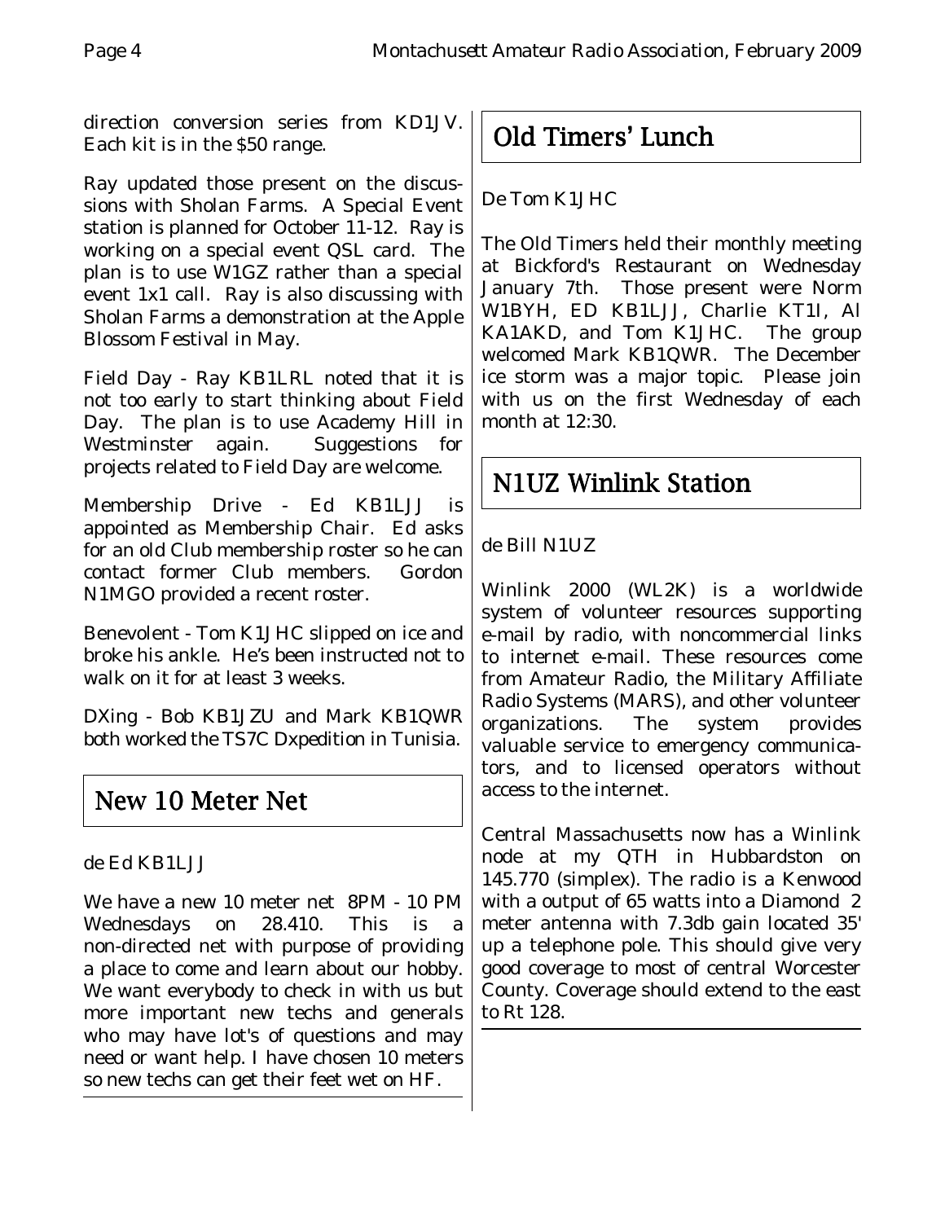direction conversion series from KD1JV. Each kit is in the $50 range.

Ray updated those present on the discussions with Sholan Farms. A Special Event station is planned for October 11-12. Ray is working on a special event QSL card. The plan is to use W1GZ rather than a special event 1x1 call. Ray is also discussing with Sholan Farms a demonstration at the Apple Blossom Festival in May.

Field Day - Ray KB1LRL noted that it is not too early to start thinking about Field Day. The plan is to use Academy Hill in Westminster again. Suggestions for projects related to Field Day are welcome.

Membership Drive - Ed KB1LJJ is appointed as Membership Chair. Ed asks for an old Club membership roster so he can contact former Club members. Gordon N1MGO provided a recent roster.

Benevolent - Tom K1JHC slipped on ice and broke his ankle. He's been instructed not to walk on it for at least 3 weeks.

DXing - Bob KB1JZU and Mark KB1QWR both worked the TS7C Dxpedition in Tunisia.

## New 10 Meter Net

de Ed KB1LJJ

We have a new 10 meter net 8PM - 10 PM Wednesdays on 28.410. This is a non-directed net with purpose of providing a place to come and learn about our hobby. We want everybody to check in with us but more important new techs and generals who may have lot's of questions and may need or want help. I have chosen 10 meters so new techs can get their feet wet on HF.

## Old Timers' Lunch

De Tom K1JHC

The Old Timers held their monthly meeting at Bickford's Restaurant on Wednesday January 7th. Those present were Norm W1BYH, ED KB1LJJ, Charlie KT1I, Al KA1AKD, and Tom K1JHC. The group welcomed Mark KB1QWR. The December ice storm was a major topic. Please join with us on the first Wednesday of each month at 12:30.

## N1UZ Winlink Station

de Bill N1UZ

Winlink 2000 (WL2K) is a worldwide system of volunteer resources supporting e-mail by radio, with noncommercial links to internet e-mail. These resources come from Amateur Radio, the Military Affiliate Radio Systems (MARS), and other volunteer organizations. The system provides valuable service to emergency communicators, and to licensed operators without access to the internet.

Central Massachusetts now has a Winlink node at my QTH in Hubbardston on 145.770 (simplex). The radio is a Kenwood with a output of 65 watts into a Diamond 2 meter antenna with 7.3db gain located 35' up a telephone pole. This should give very good coverage to most of central Worcester County. Coverage should extend to the east to Rt 128.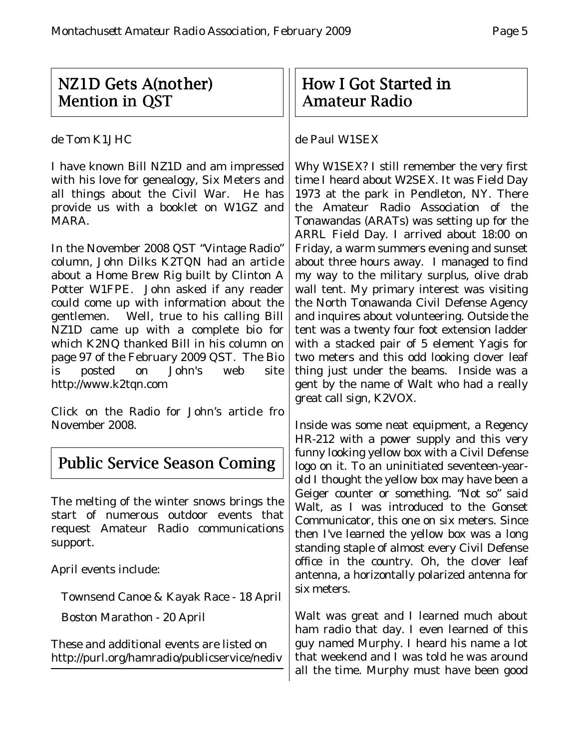## NZ1D Gets A(nother) Mention in QST

de Tom K1JHC

I have known Bill NZ1D and am impressed with his love for genealogy, Six Meters and all things about the Civil War. He has provide us with a booklet on W1GZ and MARA.

In the November 2008 QST "Vintage Radio" column, John Dilks K2TQN had an article about a Home Brew Rig built by Clinton A Potter W1FPE. John asked if any reader could come up with information about the gentlemen. Well, true to his calling Bill NZ1D came up with a complete bio for which K2NQ thanked Bill in his column on page 97 of the February 2009 QST. The Bio is posted on John's web site http://www.k2tqn.com

Click on the Radio for John's article fro November 2008.

## Public Service Season Coming

The melting of the winter snows brings the start of numerous outdoor events that request Amateur Radio communications support.

April events include:

Townsend Canoe & Kayak Race - 18 April

Boston Marathon - 20 April

These and additional events are listed on http://purl.org/hamradio/publicservice/nediv

## How I Got Started in Amateur Radio

de Paul W1SEX

Why W1SEX? I still remember the very first time I heard about W2SEX. It was Field Day 1973 at the park in Pendleton, NY. There the Amateur Radio Association of the Tonawandas (ARATs) was setting up for the ARRL Field Day. I arrived about 18:00 on Friday, a warm summers evening and sunset about three hours away. I managed to find my way to the military surplus, olive drab wall tent. My primary interest was visiting the North Tonawanda Civil Defense Agency and inquires about volunteering. Outside the tent was a twenty four foot extension ladder with a stacked pair of 5 element Yagis for two meters and this odd looking clover leaf thing just under the beams. Inside was a gent by the name of Walt who had a really great call sign, K2VOX.

Inside was some neat equipment, a Regency HR-212 with a power supply and this very funny looking yellow box with a Civil Defense logo on it. To an uninitiated seventeen-year-old I thought the yellow box may have been a Geiger counter or something. "Not so" said Walt, as I was introduced to the Gonset Communicator, this one on six meters. Since then I've learned the yellow box was a long standing staple of almost every Civil Defense office in the country. Oh, the clover leaf antenna, a horizontally polarized antenna for six meters.

Walt was great and I learned much about ham radio that day. I even learned of this guy named Murphy. I heard his name a lot that weekend and I was told he was around all the time. Murphy must have been good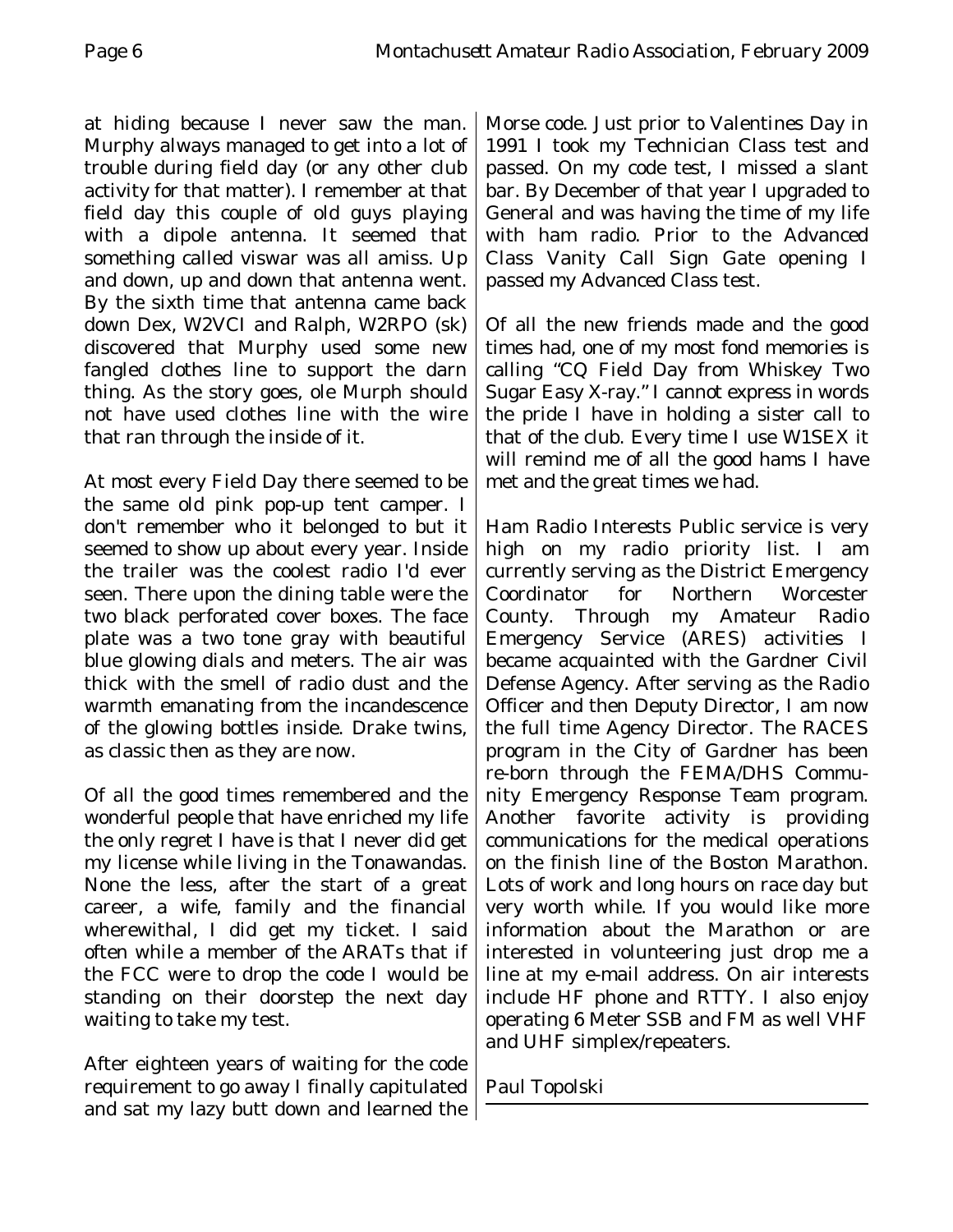at hiding because I never saw the man. Murphy always managed to get into a lot of trouble during field day (or any other club activity for that matter). I remember at that field day this couple of old guys playing with a dipole antenna. It seemed that something called viswar was all amiss. Up and down, up and down that antenna went. By the sixth time that antenna came back down Dex, W2VCI and Ralph, W2RPO (sk) discovered that Murphy used some new fangled clothes line to support the darn thing. As the story goes, ole Murph should not have used clothes line with the wire that ran through the inside of it.

At most every Field Day there seemed to be the same old pink pop-up tent camper. I don't remember who it belonged to but it seemed to show up about every year. Inside the trailer was the coolest radio I'd ever seen. There upon the dining table were the two black perforated cover boxes. The face plate was a two tone gray with beautiful blue glowing dials and meters. The air was thick with the smell of radio dust and the warmth emanating from the incandescence of the glowing bottles inside. Drake twins, as classic then as they are now.

Of all the good times remembered and the wonderful people that have enriched my life the only regret I have is that I never did get my license while living in the Tonawandas. None the less, after the start of a great career, a wife, family and the financial wherewithal, I did get my ticket. I said often while a member of the ARATs that if the FCC were to drop the code I would be standing on their doorstep the next day waiting to take my test.

After eighteen years of waiting for the code requirement to go away I finally capitulated and sat my lazy butt down and learned the Morse code. Just prior to Valentines Day in 1991 I took my Technician Class test and passed. On my code test, I missed a slant bar. By December of that year I upgraded to General and was having the time of my life with ham radio. Prior to the Advanced Class Vanity Call Sign Gate opening I passed my Advanced Class test.

Of all the new friends made and the good times had, one of my most fond memories is calling "CQ Field Day from Whiskey Two Sugar Easy X-ray." I cannot express in words the pride I have in holding a sister call to that of the club. Every time I use W1SEX it will remind me of all the good hams I have met and the great times we had.

Ham Radio Interests Public service is very high on my radio priority list. I am currently serving as the District Emergency Coordinator for Northern Worcester County. Through my Amateur Radio Emergency Service (ARES) activities I became acquainted with the Gardner Civil Defense Agency. After serving as the Radio Officer and then Deputy Director, I am now the full time Agency Director. The RACES program in the City of Gardner has been re-born through the FEMA/DHS Community Emergency Response Team program. Another favorite activity is providing communications for the medical operations on the finish line of the Boston Marathon. Lots of work and long hours on race day but very worth while. If you would like more information about the Marathon or are interested in volunteering just drop me a line at my e-mail address. On air interests include HF phone and RTTY. I also enjoy operating 6 Meter SSB and FM as well VHF and UHF simplex/repeaters.

Paul Topolski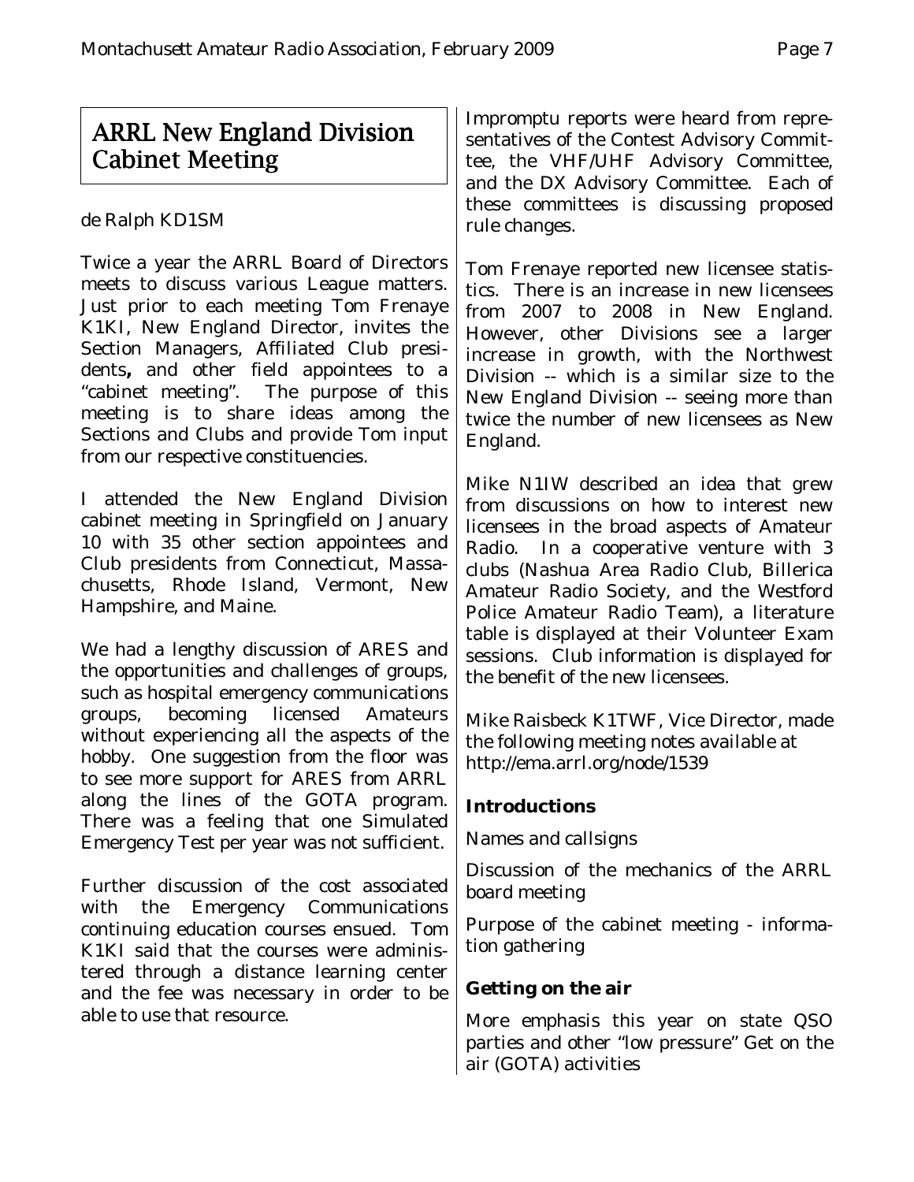## ARRL New England Division Cabinet Meeting

de Ralph KD1SM

Twice a year the ARRL Board of Directors meets to discuss various League matters. Just prior to each meeting Tom Frenaye K1KI, New England Director, invites the Section Managers, Affiliated Club presidents**,** and other field appointees to a "cabinet meeting". The purpose of this meeting is to share ideas among the Sections and Clubs and provide Tom input from our respective constituencies.

I attended the New England Division cabinet meeting in Springfield on January 10 with 35 other section appointees and Club presidents from Connecticut, Massachusetts, Rhode Island, Vermont, New Hampshire, and Maine.

We had a lengthy discussion of ARES and the opportunities and challenges of groups, such as hospital emergency communications groups, becoming licensed Amateurs without experiencing all the aspects of the hobby. One suggestion from the floor was to see more support for ARES from ARRL along the lines of the GOTA program. There was a feeling that one Simulated Emergency Test per year was not sufficient.

Further discussion of the cost associated with the Emergency Communications continuing education courses ensued. Tom K1KI said that the courses were administered through a distance learning center and the fee was necessary in order to be able to use that resource.

Impromptu reports were heard from representatives of the Contest Advisory Committee, the VHF/UHF Advisory Committee, and the DX Advisory Committee. Each of these committees is discussing proposed rule changes.

Tom Frenaye reported new licensee statistics. There is an increase in new licensees from 2007 to 2008 in New England. However, other Divisions see a larger increase in growth, with the Northwest Division -- which is a similar size to the New England Division -- seeing more than twice the number of new licensees as New England.

Mike N1IW described an idea that grew from discussions on how to interest new licensees in the broad aspects of Amateur Radio. In a cooperative venture with 3 clubs (Nashua Area Radio Club, Billerica Amateur Radio Society, and the Westford Police Amateur Radio Team), a literature table is displayed at their Volunteer Exam sessions. Club information is displayed for the benefit of the new licensees.

Mike Raisbeck K1TWF, Vice Director, made the following meeting notes available at http://ema.arrl.org/node/1539

**Introductions**

Names and callsigns

Discussion of the mechanics of the ARRL board meeting

Purpose of the cabinet meeting - information gathering

**Getting on the air**

More emphasis this year on state QSO parties and other "low pressure" Get on the air (GOTA) activities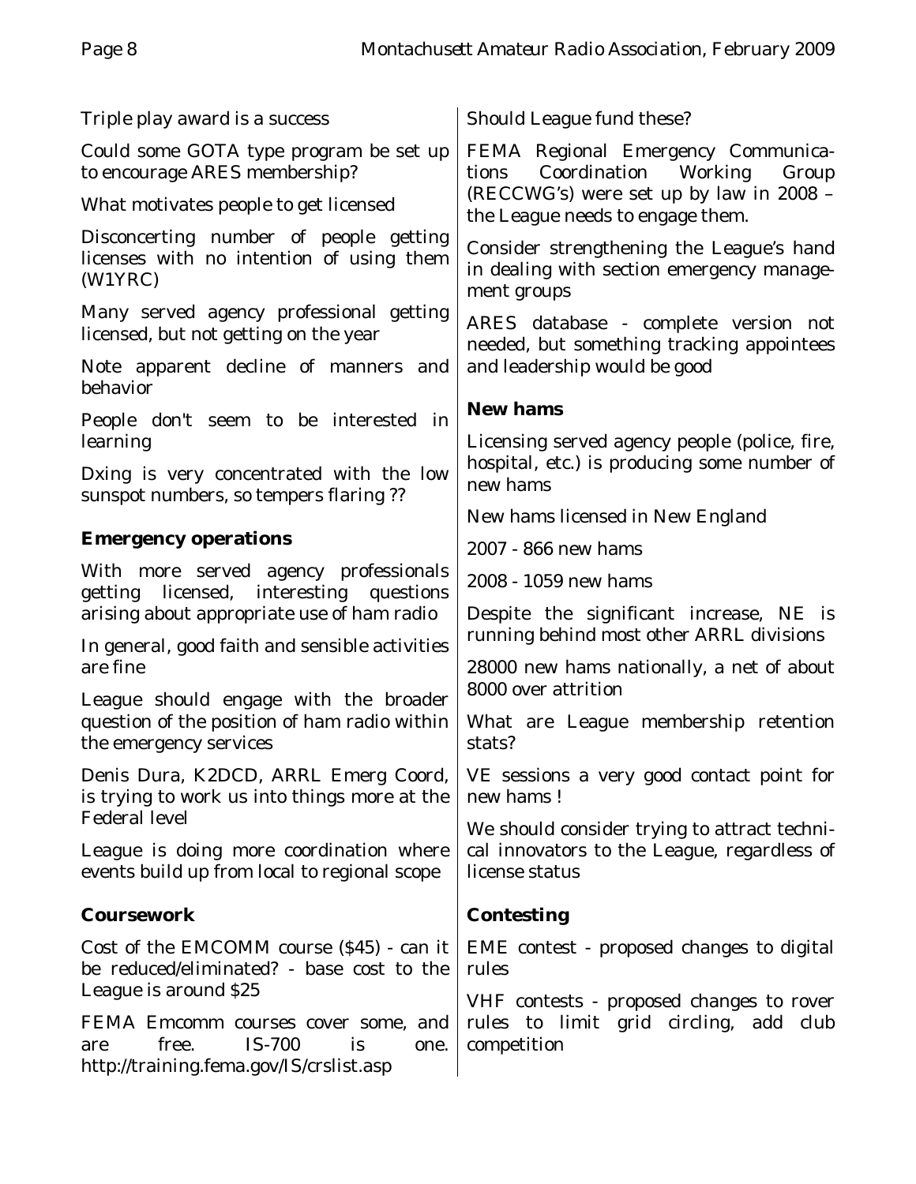Triple play award is a success

Could some GOTA type program be set up to encourage ARES membership?

What motivates people to get licensed

Disconcerting number of people getting licenses with no intention of using them (W1YRC)

Many served agency professional getting licensed, but not getting on the year

Note apparent decline of manners and behavior

People don't seem to be interested in learning

Dxing is very concentrated with the low sunspot numbers, so tempers flaring ??

**Emergency operations**

With more served agency professionals getting licensed, interesting questions arising about appropriate use of ham radio

In general, good faith and sensible activities are fine

League should engage with the broader question of the position of ham radio within the emergency services

Denis Dura, K2DCD, ARRL Emerg Coord, is trying to work us into things more at the Federal level

League is doing more coordination where events build up from local to regional scope

**Coursework**

Cost of the EMCOMM course ($45) - can it be reduced/eliminated? - base cost to the League is around $25

FEMA Emcomm courses cover some, and are free. IS-700 is one. http://training.fema.gov/IS/crslist.asp

Should League fund these?

FEMA Regional Emergency Communications Coordination Working Group (RECCWG's) were set up by law in 2008 – the League needs to engage them.

Consider strengthening the League's hand in dealing with section emergency management groups

ARES database - complete version not needed, but something tracking appointees and leadership would be good

**New hams**

Licensing served agency people (police, fire, hospital, etc.) is producing some number of new hams

New hams licensed in New England

2007 - 866 new hams

2008 - 1059 new hams

Despite the significant increase, NE is running behind most other ARRL divisions

28000 new hams nationally, a net of about 8000 over attrition

What are League membership retention stats?

VE sessions a very good contact point for new hams !

We should consider trying to attract technical innovators to the League, regardless of license status

**Contesting**

EME contest - proposed changes to digital rules

VHF contests - proposed changes to rover rules to limit grid circling, add club competition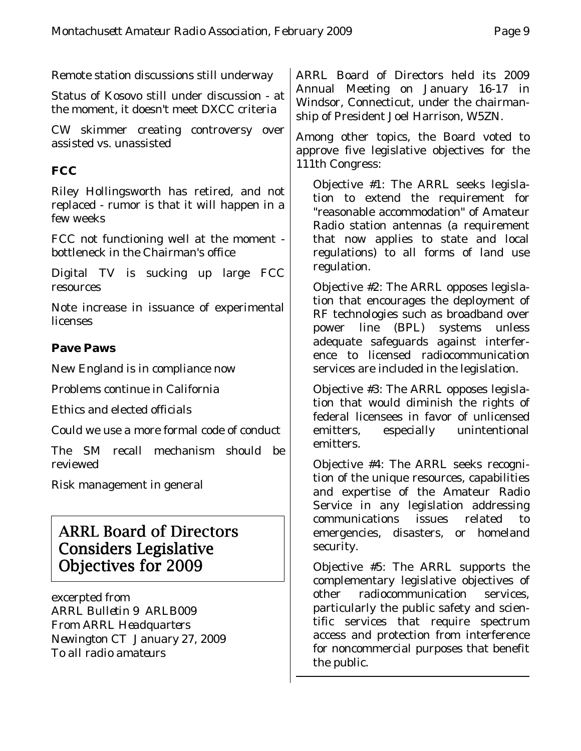Remote station discussions still underway

Status of Kosovo still under discussion - at the moment, it doesn't meet DXCC criteria

CW skimmer creating controversy over assisted vs. unassisted

### FCC

Riley Hollingsworth has retired, and not replaced - rumor is that it will happen in a few weeks

FCC not functioning well at the moment - bottleneck in the Chairman's office

Digital TV is sucking up large FCC resources

Note increase in issuance of experimental licenses

### Pave Paws

New England is in compliance now

Problems continue in California

Ethics and elected officials

Could we use a more formal code of conduct

The SM recall mechanism should be reviewed

Risk management in general

## ARRL Board of Directors Considers Legislative Objectives for 2009

excerpted from
ARRL Bulletin 9 ARLB009
From ARRL Headquarters
Newington CT January 27, 2009
To all radio amateurs

ARRL Board of Directors held its 2009 Annual Meeting on January 16-17 in Windsor, Connecticut, under the chairmanship of President Joel Harrison, W5ZN.

Among other topics, the Board voted to approve five legislative objectives for the 111th Congress:

> Objective #1: The ARRL seeks legislation to extend the requirement for "reasonable accommodation" of Amateur Radio station antennas (a requirement that now applies to state and local regulations) to all forms of land use regulation.
>
> Objective #2: The ARRL opposes legislation that encourages the deployment of RF technologies such as broadband over power line (BPL) systems unless adequate safeguards against interference to licensed radiocommunication services are included in the legislation.
>
> Objective #3: The ARRL opposes legislation that would diminish the rights of federal licensees in favor of unlicensed emitters, especially unintentional emitters.
>
> Objective #4: The ARRL seeks recognition of the unique resources, capabilities and expertise of the Amateur Radio Service in any legislation addressing communications issues related to emergencies, disasters, or homeland security.
>
> Objective #5: The ARRL supports the complementary legislative objectives of other radiocommunication services, particularly the public safety and scientific services that require spectrum access and protection from interference for noncommercial purposes that benefit the public.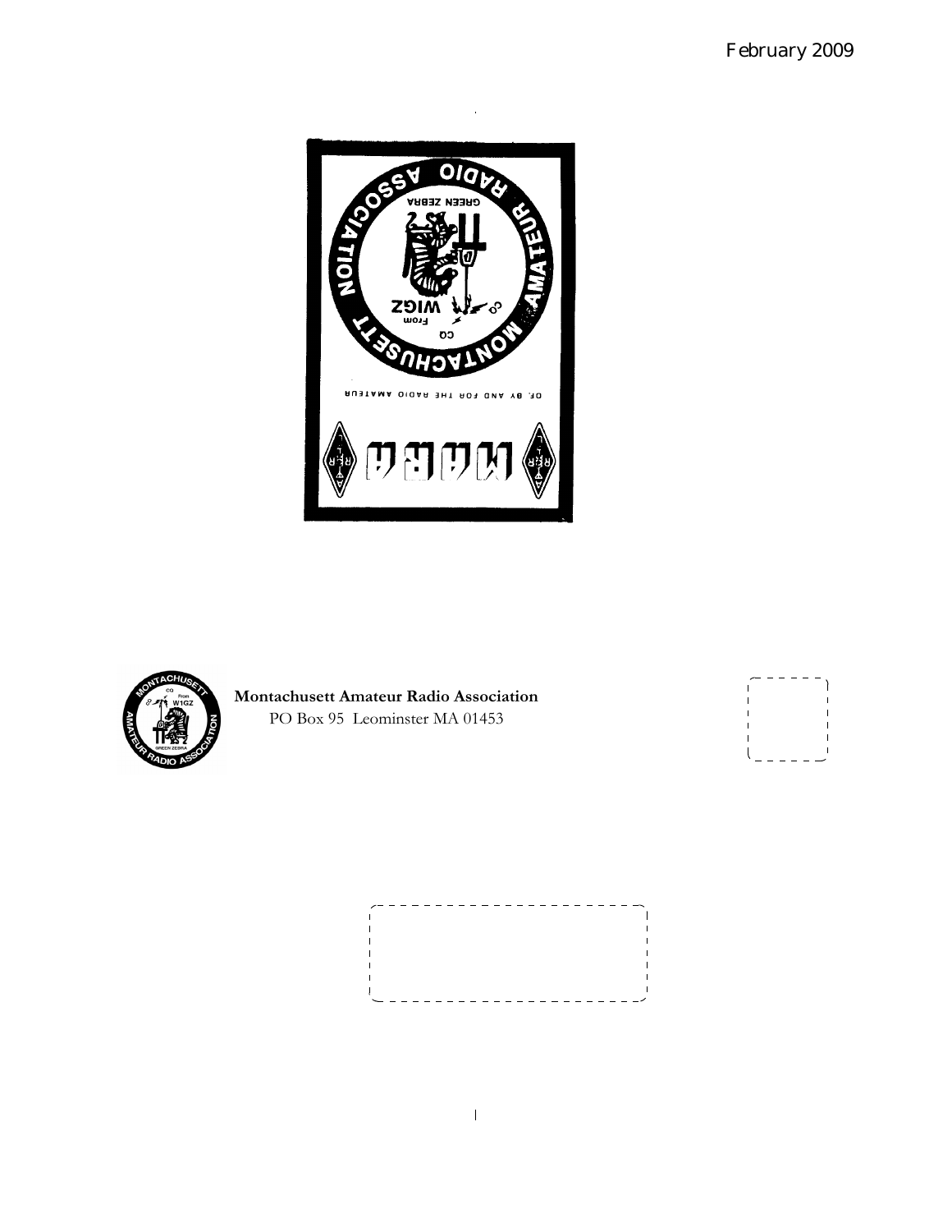**Montachusett Amateur Radio Association**

PO Box 95 Leominster MA 01453